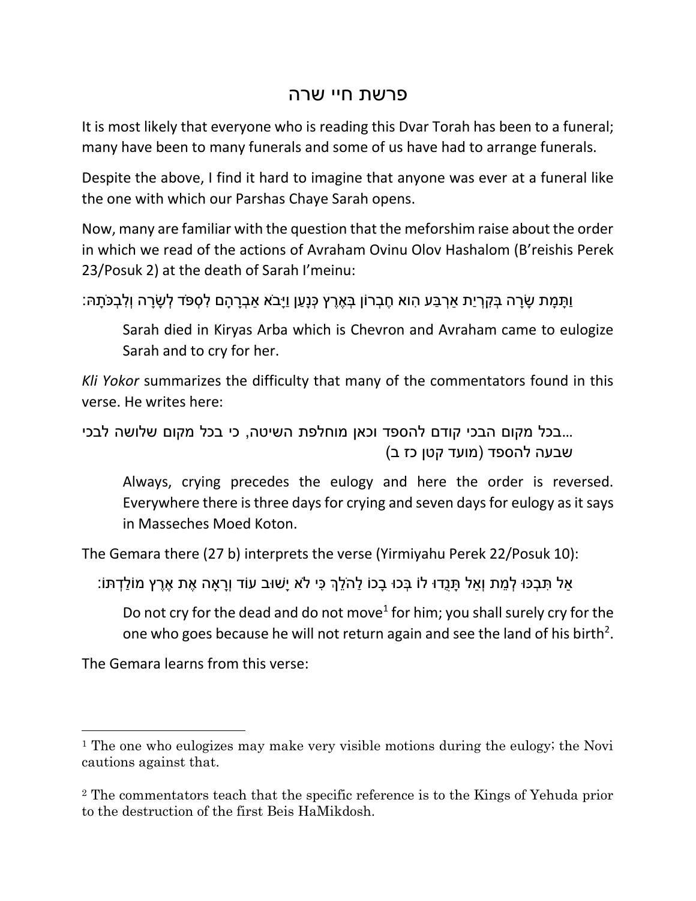# פרשת חיי שרה

It is most likely that everyone who is reading this Dvar Torah has been to a funeral; many have been to many funerals and some of us have had to arrange funerals.

Despite the above, I find it hard to imagine that anyone was ever at a funeral like the one with which our Parshas Chaye Sarah opens.

Now, many are familiar with the question that the meforshim raise about the order in which we read of the actions of Avraham Ovinu Olov Hashalom (B'reishis Perek 23/Posuk 2) at the death of Sarah I'meinu:

וַתָּמָת שָׂרָה בְּקִרְיַת אַרְבַּע הִוא חֶבְרוֹן בְּאֶרֶץ כְּנָעַן וַיָּבֹא אַבְרָהָם לִסְפֹּד לְשָׂרָה וְלִבְכֹּתָהּ:

> Sarah died in Kiryas Arba which is Chevron and Avraham came to eulogize Sarah and to cry for her.

*Kli Yokor* summarizes the difficulty that many of the commentators found in this verse. He writes here:

> ...בכל מקום הבכי קודם להספד וכאן מוחלפת השיטה, כי בכל מקום שלושה לבכי שבעה להספד (מועד קטן כז ב)
>
> Always, crying precedes the eulogy and here the order is reversed. Everywhere there is three days for crying and seven days for eulogy as it says in Masseches Moed Koton.

The Gemara there (27 b) interprets the verse (Yirmiyahu Perek 22/Posuk 10):

אַל תִּבְכּוּ לְמֵת וְאַל תָּנֻדוּ לוֹ בְּכוּ בָכוֹ לַהֹלֵךְ כִּי לֹא יָשׁוּב עוֹד וְרָאָה אֶת אֶרֶץ מוֹלַדְתּוֹ:

> Do not cry for the dead and do not move[1] for him; you shall surely cry for the one who goes because he will not return again and see the land of his birth[2].

The Gemara learns from this verse:

---

[1] The one who eulogizes may make very visible motions during the eulogy; the Novi cautions against that.

[2] The commentators teach that the specific reference is to the Kings of Yehuda prior to the destruction of the first Beis HaMikdosh.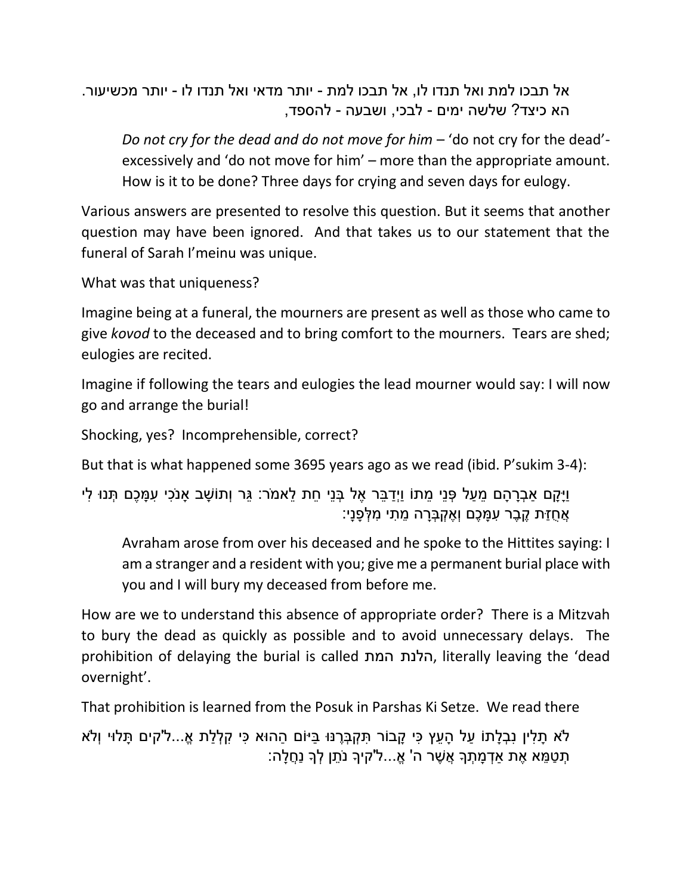אל תבכו למת ואל תנדו לו, אל תבכו למת - יותר מדאי ואל תנדו לו - יותר מכשיעור. הא כיצד? שלשה ימים - לבכי, ושבעה - להספד,

> *Do not cry for the dead and do not move for him* – 'do not cry for the dead'- excessively and 'do not move for him' – more than the appropriate amount. How is it to be done? Three days for crying and seven days for eulogy.

Various answers are presented to resolve this question. But it seems that another question may have been ignored. And that takes us to our statement that the funeral of Sarah I'meinu was unique.

What was that uniqueness?

Imagine being at a funeral, the mourners are present as well as those who came to give *kovod* to the deceased and to bring comfort to the mourners. Tears are shed; eulogies are recited.

Imagine if following the tears and eulogies the lead mourner would say: I will now go and arrange the burial!

Shocking, yes? Incomprehensible, correct?

But that is what happened some 3695 years ago as we read (ibid. P'sukim 3-4):

וַיָּקָם אַבְרָהָם מֵעַל פְּנֵי מֵתוֹ וַיְדַבֵּר אֶל בְּנֵי חֵת לֵאמֹר: גֵּר וְתוֹשָׁב אָנֹכִי עִמָּכֶם תְּנוּ לִי אֲחֻזַּת קֶבֶר עִמָּכֶם וְאֶקְבְּרָה מֵתִי מִלְּפָנָי:

> Avraham arose from over his deceased and he spoke to the Hittites saying: I am a stranger and a resident with you; give me a permanent burial place with you and I will bury my deceased from before me.

How are we to understand this absence of appropriate order? There is a Mitzvah to bury the dead as quickly as possible and to avoid unnecessary delays. The prohibition of delaying the burial is called הלנת המת, literally leaving the 'dead overnight'.

That prohibition is learned from the Posuk in Parshas Ki Setze. We read there

לֹא תָלִין נִבְלָתוֹ עַל הָעֵץ כִּי קָבוֹר תִּקְבְּרֶנּוּ בַּיּוֹם הַהוּא כִּי קִלְלַת אֱ...ל"קִים תָּלוּי וְלֹא תְטַמֵּא אֶת אַדְמָתְךָ אֲשֶׁר ה' אֱ...ל"קיךָ נֹתֵן לְךָ נַחֲלָה: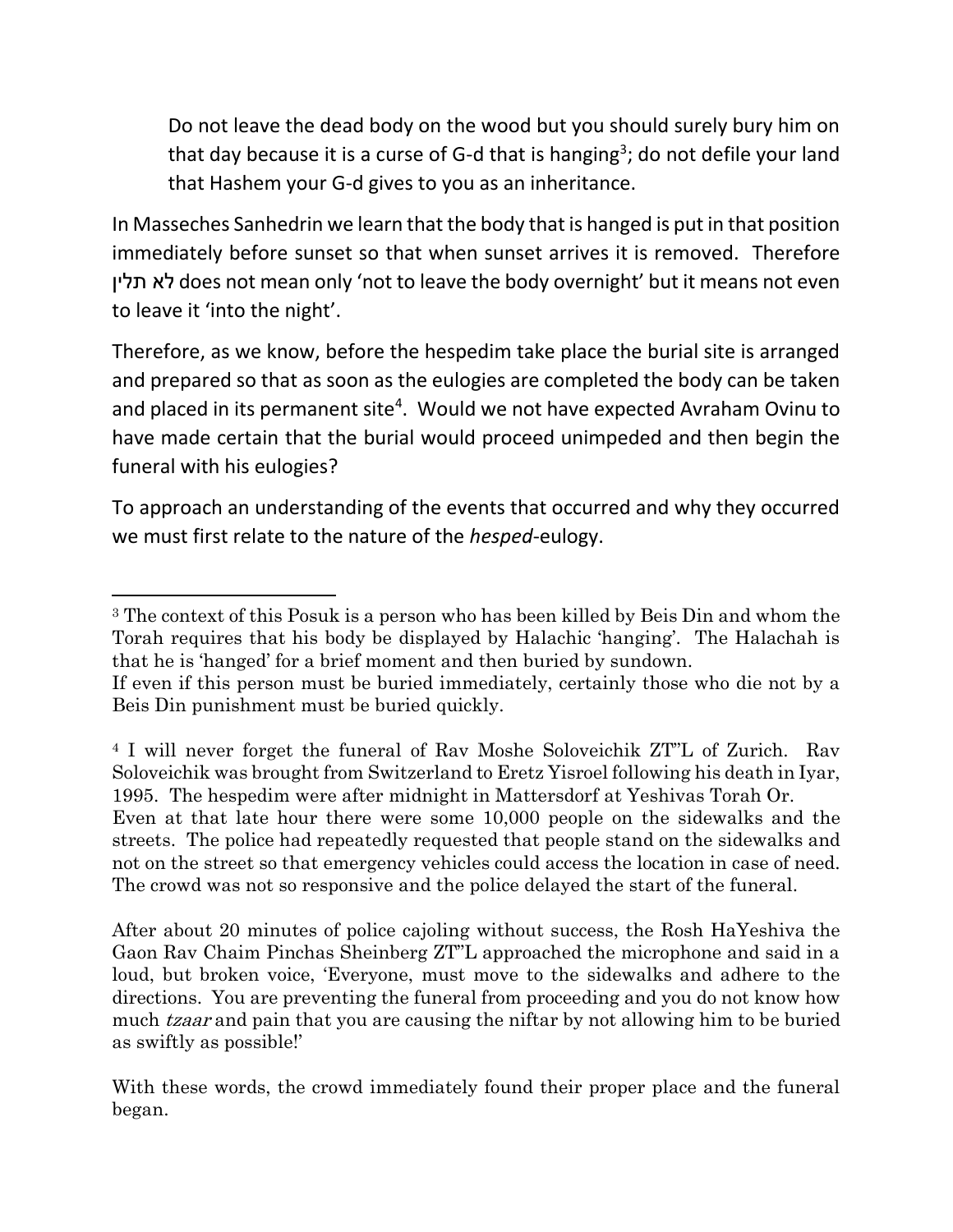> Do not leave the dead body on the wood but you should surely bury him on that day because it is a curse of G-d that is hanging[3]; do not defile your land that Hashem your G-d gives to you as an inheritance.

In Masseches Sanhedrin we learn that the body that is hanged is put in that position immediately before sunset so that when sunset arrives it is removed. Therefore לא תלין does not mean only 'not to leave the body overnight' but it means not even to leave it 'into the night'.

Therefore, as we know, before the hespedim take place the burial site is arranged and prepared so that as soon as the eulogies are completed the body can be taken and placed in its permanent site[4]. Would we not have expected Avraham Ovinu to have made certain that the burial would proceed unimpeded and then begin the funeral with his eulogies?

To approach an understanding of the events that occurred and why they occurred we must first relate to the nature of the *hesped*-eulogy.

---

[3] The context of this Posuk is a person who has been killed by Beis Din and whom the Torah requires that his body be displayed by Halachic 'hanging'. The Halachah is that he is 'hanged' for a brief moment and then buried by sundown.
If even if this person must be buried immediately, certainly those who die not by a Beis Din punishment must be buried quickly.

[4] I will never forget the funeral of Rav Moshe Soloveichik ZT"L of Zurich. Rav Soloveichik was brought from Switzerland to Eretz Yisroel following his death in Iyar, 1995. The hespedim were after midnight in Mattersdorf at Yeshivas Torah Or.
Even at that late hour there were some 10,000 people on the sidewalks and the streets. The police had repeatedly requested that people stand on the sidewalks and not on the street so that emergency vehicles could access the location in case of need. The crowd was not so responsive and the police delayed the start of the funeral.

After about 20 minutes of police cajoling without success, the Rosh HaYeshiva the Gaon Rav Chaim Pinchas Sheinberg ZT"L approached the microphone and said in a loud, but broken voice, 'Everyone, must move to the sidewalks and adhere to the directions. You are preventing the funeral from proceeding and you do not know how much *tzaar* and pain that you are causing the niftar by not allowing him to be buried as swiftly as possible!'

With these words, the crowd immediately found their proper place and the funeral began.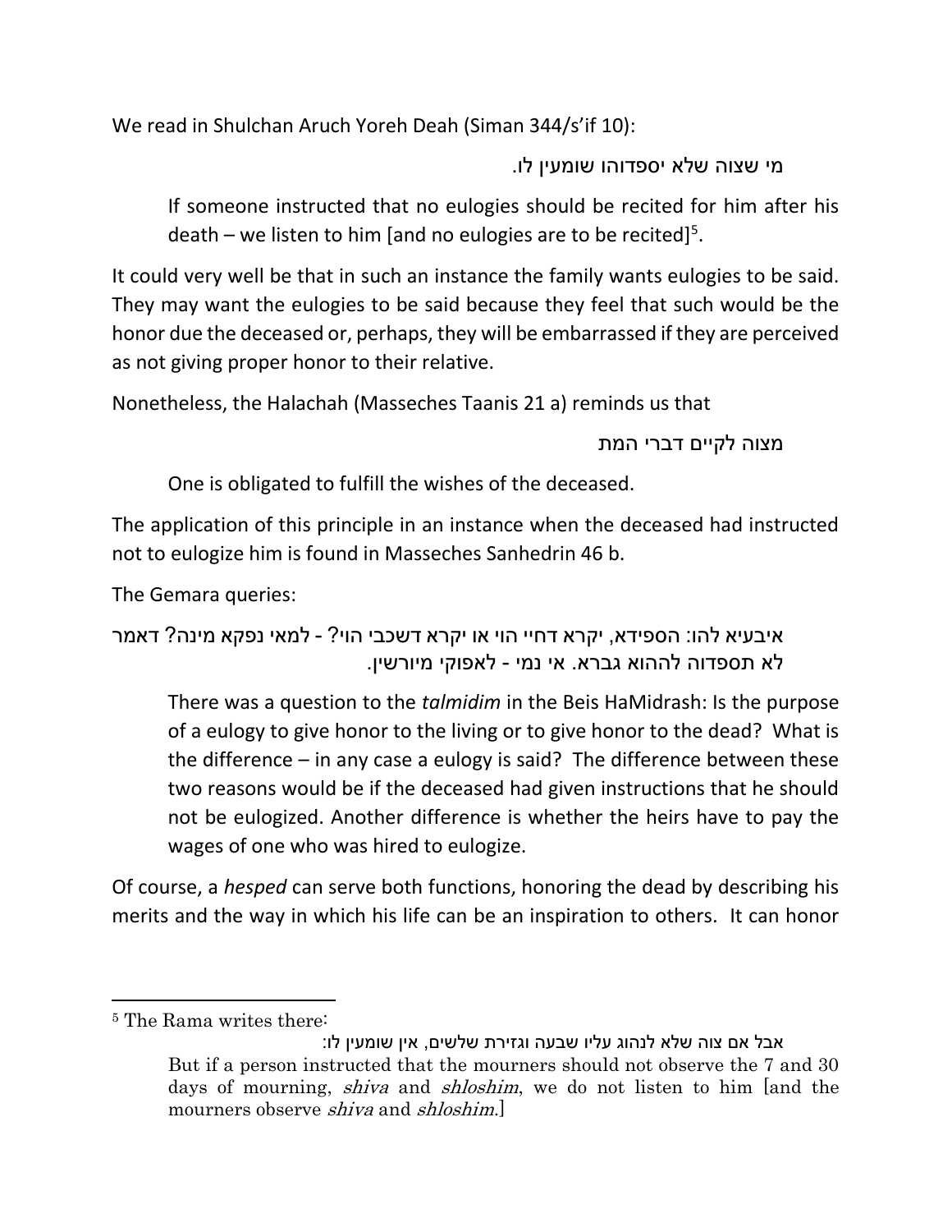We read in Shulchan Aruch Yoreh Deah (Siman 344/s'if 10):

מי שצוה שלא יספדוהו שומעין לו.

> If someone instructed that no eulogies should be recited for him after his death – we listen to him [and no eulogies are to be recited][5].

It could very well be that in such an instance the family wants eulogies to be said. They may want the eulogies to be said because they feel that such would be the honor due the deceased or, perhaps, they will be embarrassed if they are perceived as not giving proper honor to their relative.

Nonetheless, the Halachah (Masseches Taanis 21 a) reminds us that

מצוה לקיים דברי המת

> One is obligated to fulfill the wishes of the deceased.

The application of this principle in an instance when the deceased had instructed not to eulogize him is found in Masseches Sanhedrin 46 b.

The Gemara queries:

איבעיא להו: הספידא, יקרא דחיי הוי או יקרא דשכבי הוי? - למאי נפקא מינה? דאמר לא תספדוה לההוא גברא. אי נמי - לאפוקי מיורשין.

> There was a question to the *talmidim* in the Beis HaMidrash: Is the purpose of a eulogy to give honor to the living or to give honor to the dead? What is the difference – in any case a eulogy is said? The difference between these two reasons would be if the deceased had given instructions that he should not be eulogized. Another difference is whether the heirs have to pay the wages of one who was hired to eulogize.

Of course, a *hesped* can serve both functions, honoring the dead by describing his merits and the way in which his life can be an inspiration to others. It can honor

---

[5] The Rama writes there:

אבל אם צוה שלא לנהוג עליו שבעה וגזירת שלשים, אין שומעין לו:

> But if a person instructed that the mourners should not observe the 7 and 30 days of mourning, *shiva* and *shloshim*, we do not listen to him [and the mourners observe *shiva* and *shloshim*.]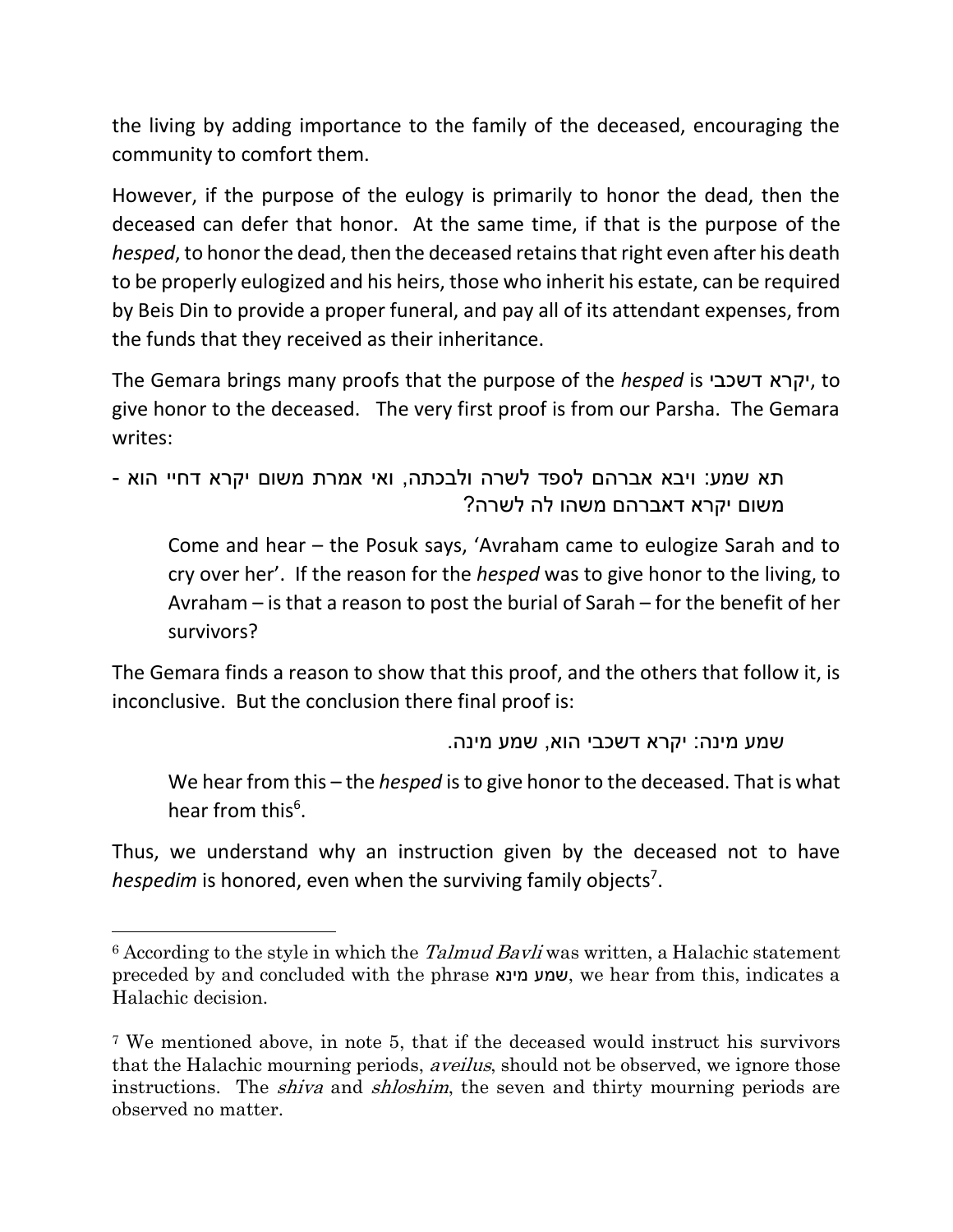the living by adding importance to the family of the deceased, encouraging the community to comfort them.

However, if the purpose of the eulogy is primarily to honor the dead, then the deceased can defer that honor. At the same time, if that is the purpose of the *hesped*, to honor the dead, then the deceased retains that right even after his death to be properly eulogized and his heirs, those who inherit his estate, can be required by Beis Din to provide a proper funeral, and pay all of its attendant expenses, from the funds that they received as their inheritance.

The Gemara brings many proofs that the purpose of the *hesped* is יקרא דשכבי, to give honor to the deceased. The very first proof is from our Parsha. The Gemara writes:

> תא שמע: ויבא אברהם לספד לשרה ולבכתה, ואי אמרת משום יקרא דחיי הוא - משום יקרא דאברהם משהו לה לשרה?
>
> Come and hear – the Posuk says, 'Avraham came to eulogize Sarah and to cry over her'. If the reason for the *hesped* was to give honor to the living, to Avraham – is that a reason to post the burial of Sarah – for the benefit of her survivors?

The Gemara finds a reason to show that this proof, and the others that follow it, is inconclusive. But the conclusion there final proof is:

> שמע מינה: יקרא דשכבי הוא, שמע מינה.
>
> We hear from this – the *hesped* is to give honor to the deceased. That is what hear from this[6].

Thus, we understand why an instruction given by the deceased not to have *hespedim* is honored, even when the surviving family objects[7].

---

[6] According to the style in which the *Talmud Bavli* was written, a Halachic statement preceded by and concluded with the phrase שמע מינא, we hear from this, indicates a Halachic decision.

[7] We mentioned above, in note 5, that if the deceased would instruct his survivors that the Halachic mourning periods, *aveilus*, should not be observed, we ignore those instructions. The *shiva* and *shloshim*, the seven and thirty mourning periods are observed no matter.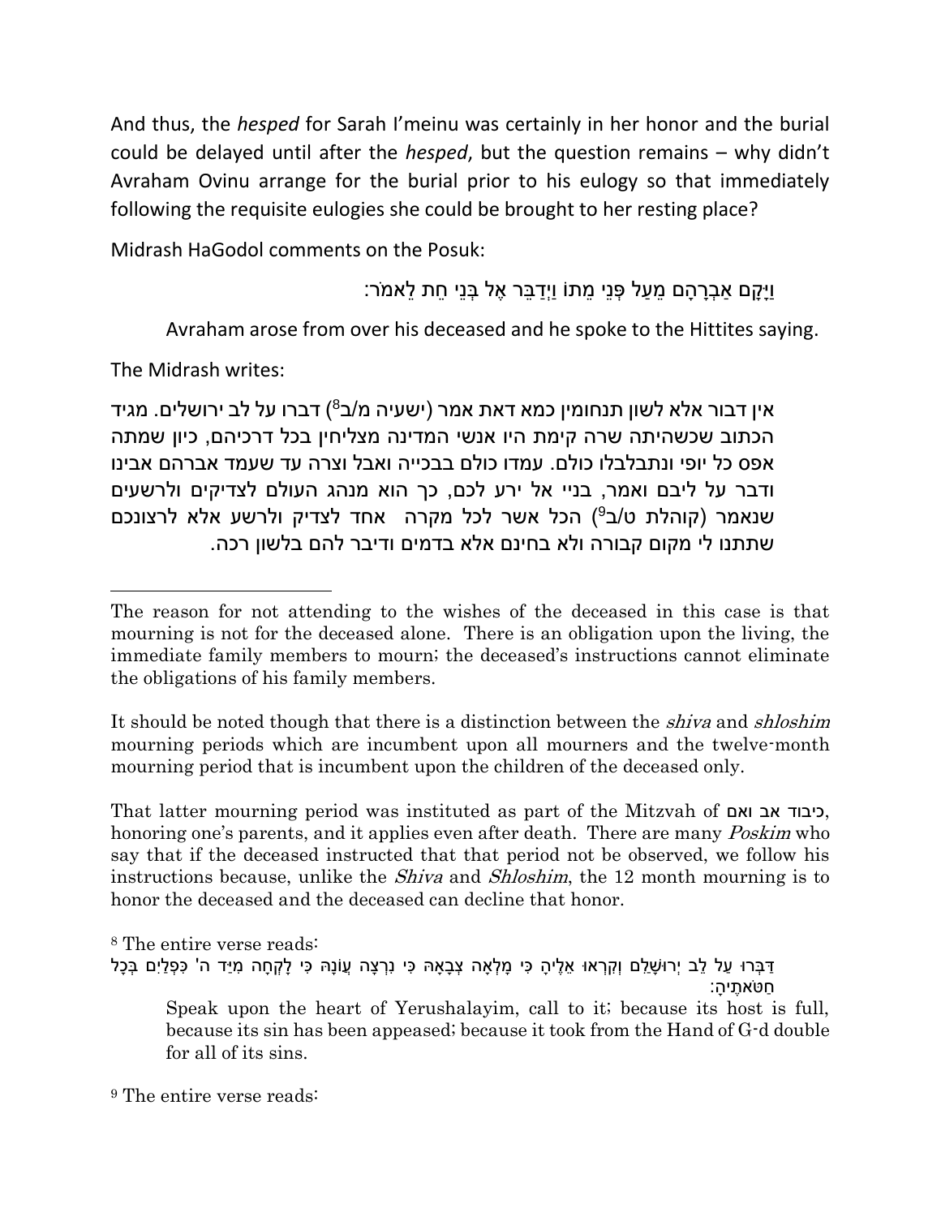And thus, the *hesped* for Sarah I'meinu was certainly in her honor and the burial could be delayed until after the *hesped*, but the question remains – why didn't Avraham Ovinu arrange for the burial prior to his eulogy so that immediately following the requisite eulogies she could be brought to her resting place?

Midrash HaGodol comments on the Posuk:

וַיָּקָם אַבְרָהָם מֵעַל פְּנֵי מֵתוֹ וַיְדַבֵּר אֶל בְּנֵי חֵת לֵאמֹר:

Avraham arose from over his deceased and he spoke to the Hittites saying.

The Midrash writes:

אין דבור אלא לשון תנחומין כמא דאת אמר (ישעיה מ/ב[8]) דברו על לב ירושלים. מגיד הכתוב שכשהיתה שרה קימת היו אנשי המדינה מצליחין בכל דרכיהם, כיון שמתה אפס כל יופי ונתבלבלו כולם. עמדו כולם בבכייה ואבל וצרה עד שעמד אברהם אבינו ודבר על ליבם ואמר, בניי אל ירע לכם, כך הוא מנהג העולם לצדיקים ולרשעים שנאמר (קוהלת ט/ב[9]) הכל אשר לכל מקרה אחד לצדיק ולרשע אלא לרצונכם שתתנו לי מקום קבורה ולא בחינם אלא בדמים ודיבר להם בלשון רכה.

---

The reason for not attending to the wishes of the deceased in this case is that mourning is not for the deceased alone. There is an obligation upon the living, the immediate family members to mourn; the deceased's instructions cannot eliminate the obligations of his family members.

It should be noted though that there is a distinction between the *shiva* and *shloshim* mourning periods which are incumbent upon all mourners and the twelve-month mourning period that is incumbent upon the children of the deceased only.

That latter mourning period was instituted as part of the Mitzvah of כיבוד אב ואם, honoring one's parents, and it applies even after death. There are many *Poskim* who say that if the deceased instructed that that period not be observed, we follow his instructions because, unlike the *Shiva* and *Shloshim*, the 12 month mourning is to honor the deceased and the deceased can decline that honor.

[8] The entire verse reads:

דַּבְּרוּ עַל לֵב יְרוּשָׁלַםִ וְקִרְאוּ אֵלֶיהָ כִּי מָלְאָה צְבָאָהּ כִּי נִרְצָה עֲוֹנָהּ כִּי לָקְחָה מִיַּד ה' כִּפְלַיִם בְּכָל חַטֹּאתֶיהָ:

Speak upon the heart of Yerushalayim, call to it; because its host is full, because its sin has been appeased; because it took from the Hand of G-d double for all of its sins.

[9] The entire verse reads: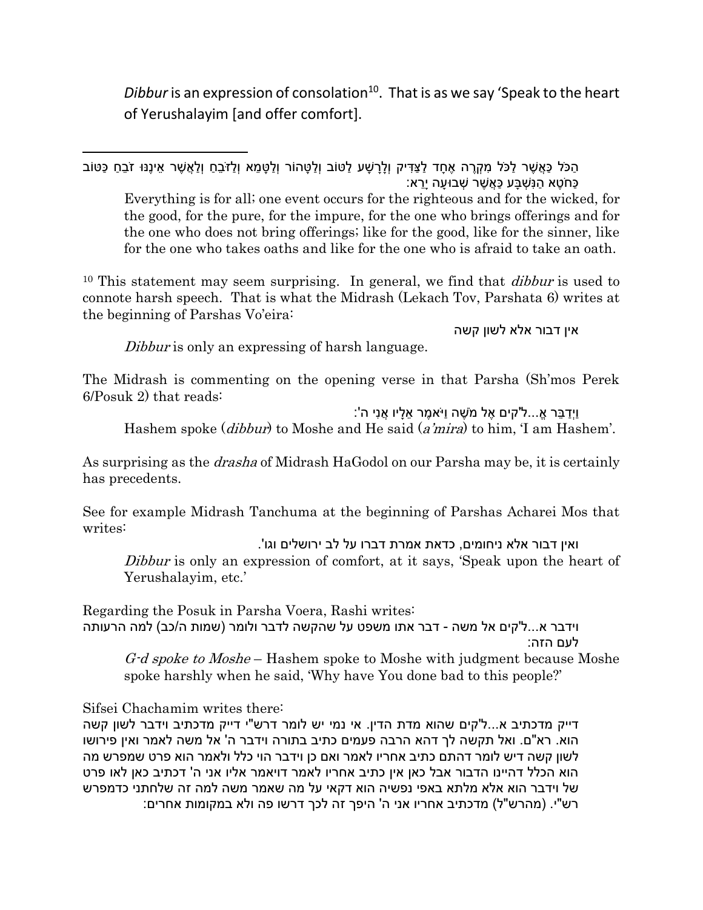*Dibbur* is an expression of consolation[10]. That is as we say 'Speak to the heart of Yerushalayim [and offer comfort].

---

הַכֹּל כַּאֲשֶׁר לַכֹּל מִקְרֶה אֶחָד לַצַּדִּיק וְלָרָשָׁע לַטּוֹב וְלַטָּהוֹר וְלַטָּמֵא וְלַזֹּבֵחַ וְלַאֲשֶׁר אֵינֶנּוּ זֹבֵחַ כַּטּוֹב כַּחֹטֶא הַנִּשְׁבָּע כַּאֲשֶׁר שְׁבוּעָה יָרֵא:

Everything is for all; one event occurs for the righteous and for the wicked, for the good, for the pure, for the impure, for the one who brings offerings and for the one who does not bring offerings; like for the good, like for the sinner, like for the one who takes oaths and like for the one who is afraid to take an oath.

[10] This statement may seem surprising. In general, we find that *dibbur* is used to connote harsh speech. That is what the Midrash (Lekach Tov, Parshata 6) writes at the beginning of Parshas Vo'eira:

אין דבור אלא לשון קשה

*Dibbur* is only an expressing of harsh language.

The Midrash is commenting on the opening verse in that Parsha (Sh'mos Perek 6/Posuk 2) that reads:

וַיְדַבֵּר אֱ...ל'קים אֶל מֹשֶׁה וַיֹּאמֶר אֵלָיו אֲנִי ה':

Hashem spoke (*dibbur*) to Moshe and He said (*a'mira*) to him, 'I am Hashem'.

As surprising as the *drasha* of Midrash HaGodol on our Parsha may be, it is certainly has precedents.

See for example Midrash Tanchuma at the beginning of Parshas Acharei Mos that writes:

ואין דבור אלא ניחומים, כדאת אמרת דברו על לב ירושלים וגו'.

*Dibbur* is only an expression of comfort, at it says, 'Speak upon the heart of Yerushalayim, etc.'

Regarding the Posuk in Parsha Voera, Rashi writes:

וידבר א...ל'קים אל משה - דבר אתו משפט על שהקשה לדבר ולומר (שמות ה/כב) למה הרעותה לעם הזה:

*G-d spoke to Moshe* – Hashem spoke to Moshe with judgment because Moshe spoke harshly when he said, 'Why have You done bad to this people?'

Sifsei Chachamim writes there:

דייק מדכתיב א...ל'קים שהוא מדת הדין. אי נמי יש לומר דרש"י דייק מדכתיב וידבר לשון קשה הוא. רא"ם. ואל תקשה לך דהא הרבה פעמים כתיב בתורה וידבר ה' אל משה לאמר ואין פירושו לשון קשה דיש לומר דהתם כתיב אחריו לאמר ואם כן וידבר הוי כלל ולאמר הוא פרט שמפרש מה הוא הכלל דהיינו הדבור אבל כאן אין כתיב אחריו לאמר דויאמר אליו אני ה' דכתיב כאן לאו פרט של וידבר הוא אלא מלתא באפי נפשיה הוא דקאי על מה שאמר משה למה זה שלחתני כדמפרש רש"י. (מהרש"ל) מדכתיב אחריו אני ה' היפך זה לכך דרשו פה ולא במקומות אחרים: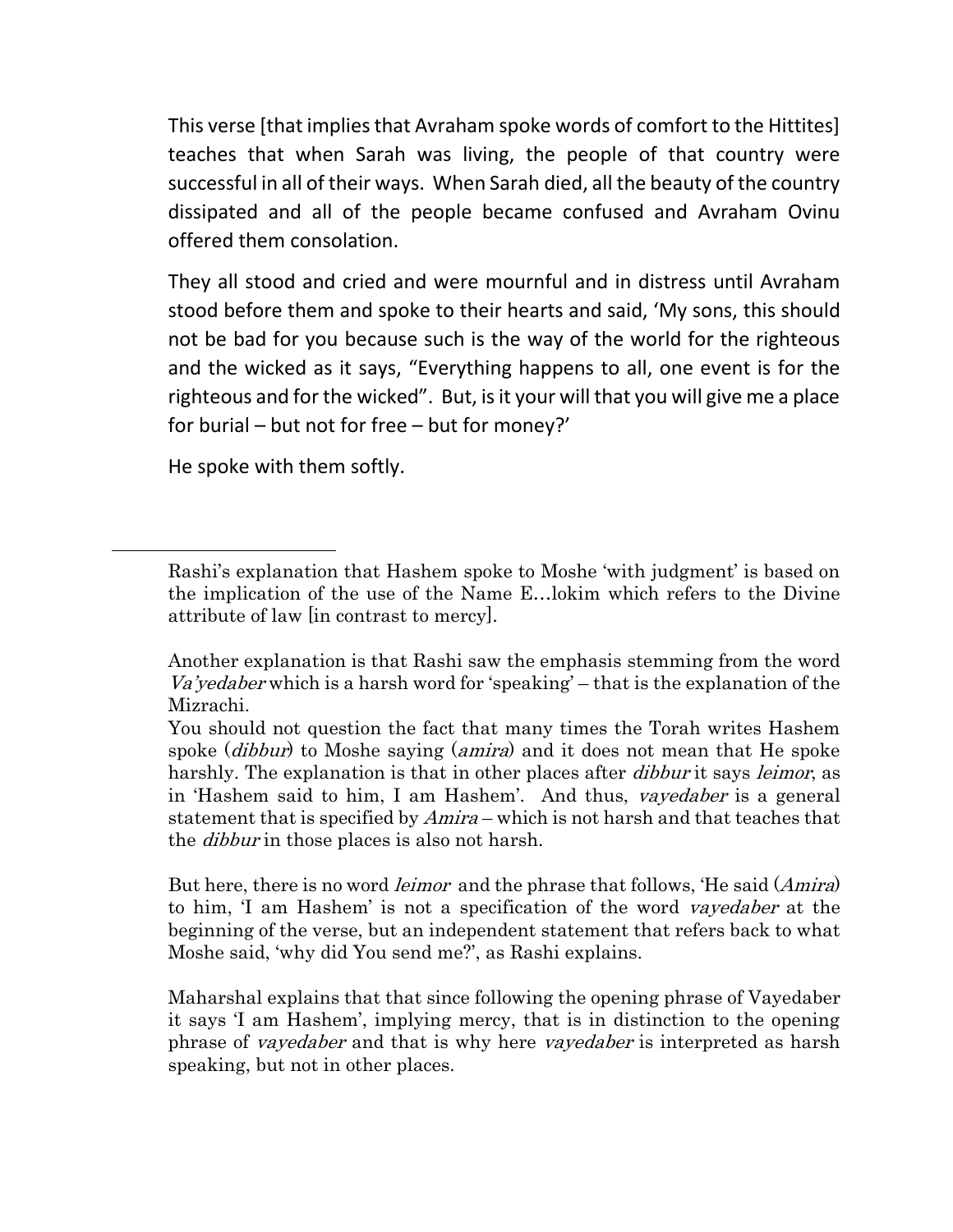This verse [that implies that Avraham spoke words of comfort to the Hittites] teaches that when Sarah was living, the people of that country were successful in all of their ways. When Sarah died, all the beauty of the country dissipated and all of the people became confused and Avraham Ovinu offered them consolation.

They all stood and cried and were mournful and in distress until Avraham stood before them and spoke to their hearts and said, 'My sons, this should not be bad for you because such is the way of the world for the righteous and the wicked as it says, "Everything happens to all, one event is for the righteous and for the wicked". But, is it your will that you will give me a place for burial – but not for free – but for money?'

He spoke with them softly.

---

Rashi's explanation that Hashem spoke to Moshe 'with judgment' is based on the implication of the use of the Name E…lokim which refers to the Divine attribute of law [in contrast to mercy].

Another explanation is that Rashi saw the emphasis stemming from the word *Va'yedaber* which is a harsh word for 'speaking' – that is the explanation of the Mizrachi.

You should not question the fact that many times the Torah writes Hashem spoke (*dibbur*) to Moshe saying (*amira*) and it does not mean that He spoke harshly. The explanation is that in other places after *dibbur* it says *leimor*, as in 'Hashem said to him, I am Hashem'. And thus, *vayedaber* is a general statement that is specified by *Amira* – which is not harsh and that teaches that the *dibbur* in those places is also not harsh.

But here, there is no word *leimor* and the phrase that follows, 'He said (*Amira*) to him, 'I am Hashem' is not a specification of the word *vayedaber* at the beginning of the verse, but an independent statement that refers back to what Moshe said, 'why did You send me?', as Rashi explains.

Maharshal explains that that since following the opening phrase of Vayedaber it says 'I am Hashem', implying mercy, that is in distinction to the opening phrase of *vayedaber* and that is why here *vayedaber* is interpreted as harsh speaking, but not in other places.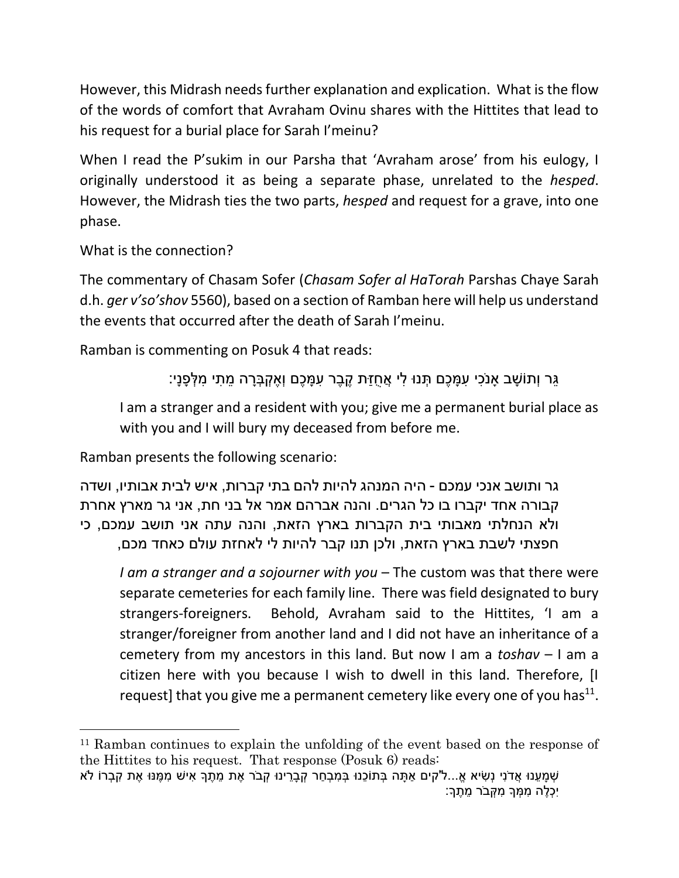However, this Midrash needs further explanation and explication. What is the flow of the words of comfort that Avraham Ovinu shares with the Hittites that lead to his request for a burial place for Sarah I'meinu?

When I read the P'sukim in our Parsha that 'Avraham arose' from his eulogy, I originally understood it as being a separate phase, unrelated to the *hesped*. However, the Midrash ties the two parts, *hesped* and request for a grave, into one phase.

What is the connection?

The commentary of Chasam Sofer (*Chasam Sofer al HaTorah* Parshas Chaye Sarah d.h. *ger v'so'shov* 5560), based on a section of Ramban here will help us understand the events that occurred after the death of Sarah I'meinu.

Ramban is commenting on Posuk 4 that reads:

גֵּר וְתוֹשָׁב אָנֹכִי עִמָּכֶם תְּנוּ לִי אֲחֻזַּת קֶבֶר עִמָּכֶם וְאֶקְבְּרָה מֵתִי מִלְּפָנָי:

> I am a stranger and a resident with you; give me a permanent burial place as with you and I will bury my deceased from before me.

Ramban presents the following scenario:

> גר ותושב אנכי עמכם - היה המנהג להיות להם בתי קברות, איש לבית אבותיו, ושדה קבורה אחד יקברו בו כל הגרים. והנה אברהם אמר אל בני חת, אני גר מארץ אחרת ולא הנחלתי מאבותי בית הקברות בארץ הזאת, והנה עתה אני תושב עמכם, כי חפצתי לשבת בארץ הזאת, ולכן תנו קבר להיות לי לאחזת עולם כאחד מכם,
>
> *I am a stranger and a sojourner with you* – The custom was that there were separate cemeteries for each family line. There was field designated to bury strangers-foreigners. Behold, Avraham said to the Hittites, 'I am a stranger/foreigner from another land and I did not have an inheritance of a cemetery from my ancestors in this land. But now I am a *toshav* – I am a citizen here with you because I wish to dwell in this land. Therefore, [I request] that you give me a permanent cemetery like every one of you has[11].

---

[11] Ramban continues to explain the unfolding of the event based on the response of the Hittites to his request. That response (Posuk 6) reads:

שְׁמָעֵנוּ אֲדֹנִי נְשִׂיא אֱ...ל"קים אַתָּה בְּתוֹכֵנוּ בְּמִבְחַר קְבָרֵינוּ קְבֹר אֶת מֵתֶךָ אִישׁ מִמֶּנּוּ אֶת קִבְרוֹ לֹא יִכְלֶה מִמְּךָ מִקְּבֹר מֵתֶךָ: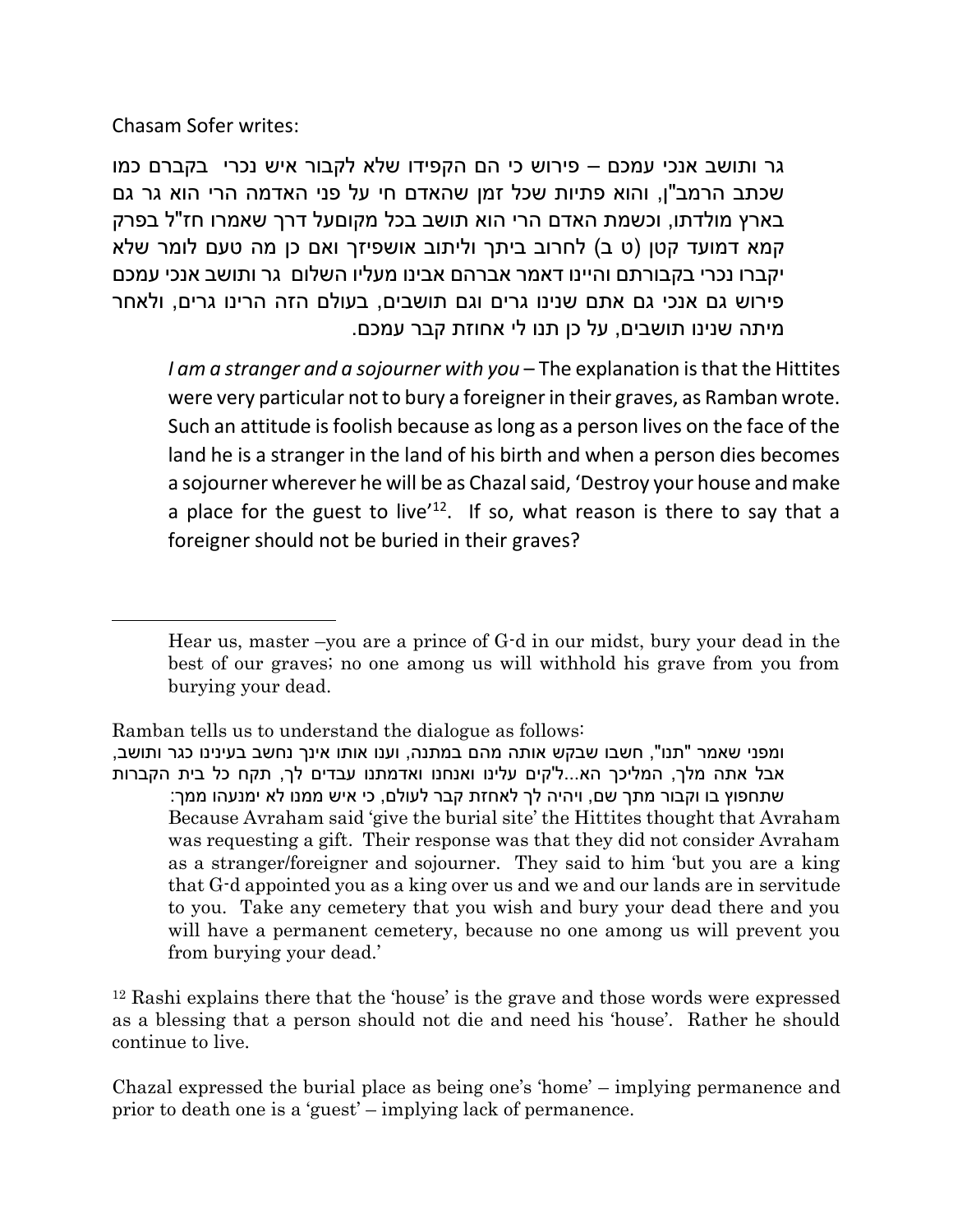Chasam Sofer writes:

גר ותושב אנכי עמכם – פירוש כי הם הקפידו שלא לקבור איש נכרי בקברם כמו שכתב הרמב"ן, והוא פתיות שכל זמן שהאדם חי על פני האדמה הרי הוא גר גם בארץ מולדתו, וכשמת האדם הרי הוא תושב בכל מקומעל דרך שאמרו חז"ל בפרק קמא דמועד קטן (ט ב) לחרוב ביתך וליתוב אושפיזך ואם כן מה טעם לומר שלא יקברו נכרי בקבורתם והיינו דאמר אברהם אבינו מעליו השלום גר ותושב אנכי עמכם פירוש גם אנכי גם אתם שנינו גרים וגם תושבים, בעולם הזה הרינו גרים, ולאחר מיתה שנינו תושבים, על כן תנו לי אחוזת קבר עמכם.

> *I am a stranger and a sojourner with you* – The explanation is that the Hittites were very particular not to bury a foreigner in their graves, as Ramban wrote. Such an attitude is foolish because as long as a person lives on the face of the land he is a stranger in the land of his birth and when a person dies becomes a sojourner wherever he will be as Chazal said, 'Destroy your house and make a place for the guest to live'[12]. If so, what reason is there to say that a foreigner should not be buried in their graves?

---

Hear us, master –you are a prince of G-d in our midst, bury your dead in the best of our graves; no one among us will withhold his grave from you from burying your dead.

Ramban tells us to understand the dialogue as follows:

ומפני שאמר "תנו", חשבו שבקש אותה מהם במתנה, וענו אותו אינך נחשב בעינינו כגר ותושב, אבל אתה מלך, המליכך הא...ל'קים עלינו ואנחנו ואדמתנו עבדים לך, תקח כל בית הקברות שתחפוץ בו וקבור מתך שם, ויהיה לך לאחזת קבר לעולם, כי איש ממנו לא ימנעהו ממך:

> Because Avraham said 'give the burial site' the Hittites thought that Avraham was requesting a gift. Their response was that they did not consider Avraham as a stranger/foreigner and sojourner. They said to him 'but you are a king that G-d appointed you as a king over us and we and our lands are in servitude to you. Take any cemetery that you wish and bury your dead there and you will have a permanent cemetery, because no one among us will prevent you from burying your dead.'

[12] Rashi explains there that the 'house' is the grave and those words were expressed as a blessing that a person should not die and need his 'house'. Rather he should continue to live.

Chazal expressed the burial place as being one's 'home' – implying permanence and prior to death one is a 'guest' – implying lack of permanence.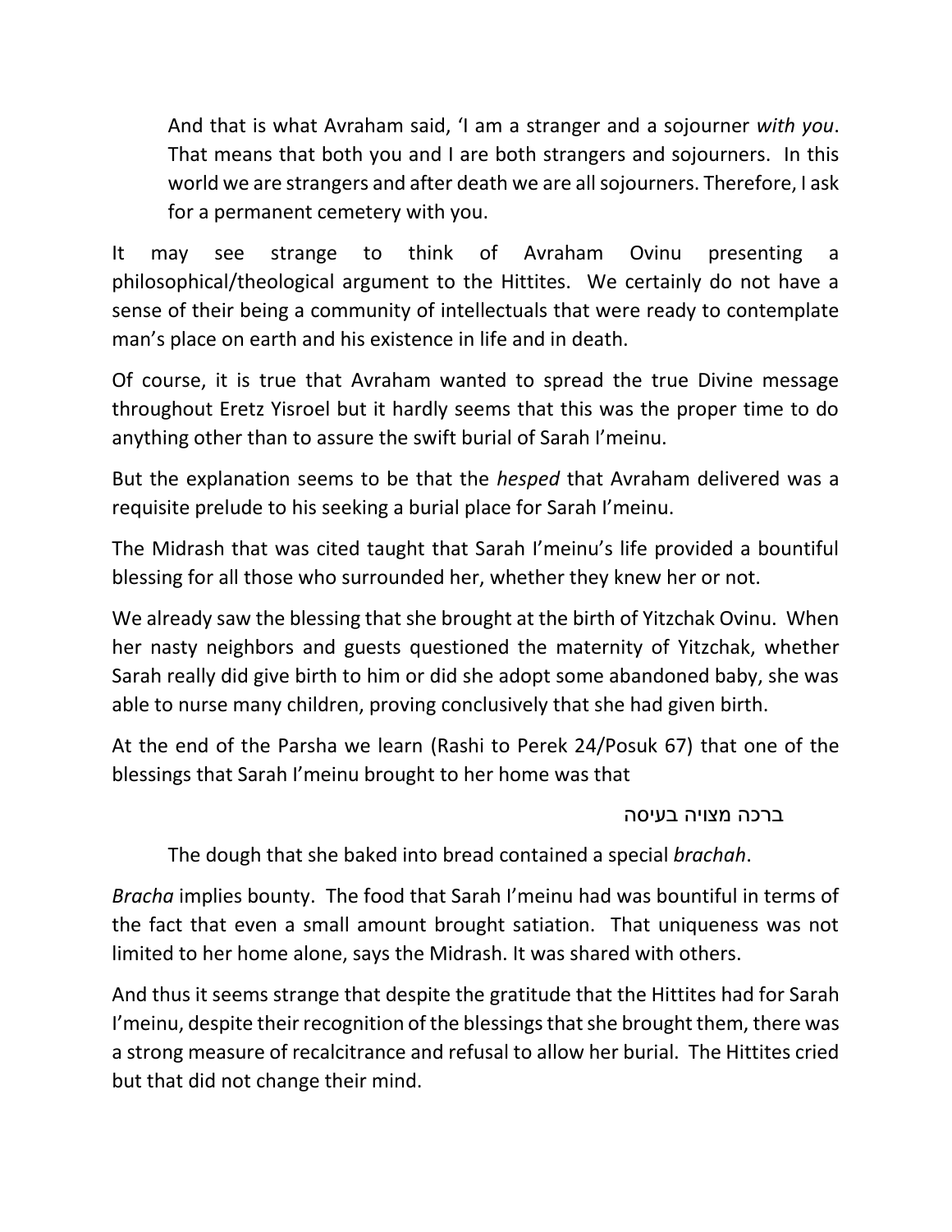> And that is what Avraham said, 'I am a stranger and a sojourner *with you*. That means that both you and I are both strangers and sojourners. In this world we are strangers and after death we are all sojourners. Therefore, I ask for a permanent cemetery with you.

It may see strange to think of Avraham Ovinu presenting a philosophical/theological argument to the Hittites. We certainly do not have a sense of their being a community of intellectuals that were ready to contemplate man's place on earth and his existence in life and in death.

Of course, it is true that Avraham wanted to spread the true Divine message throughout Eretz Yisroel but it hardly seems that this was the proper time to do anything other than to assure the swift burial of Sarah I'meinu.

But the explanation seems to be that the *hesped* that Avraham delivered was a requisite prelude to his seeking a burial place for Sarah I'meinu.

The Midrash that was cited taught that Sarah I'meinu's life provided a bountiful blessing for all those who surrounded her, whether they knew her or not.

We already saw the blessing that she brought at the birth of Yitzchak Ovinu. When her nasty neighbors and guests questioned the maternity of Yitzchak, whether Sarah really did give birth to him or did she adopt some abandoned baby, she was able to nurse many children, proving conclusively that she had given birth.

At the end of the Parsha we learn (Rashi to Perek 24/Posuk 67) that one of the blessings that Sarah I'meinu brought to her home was that

ברכה מצויה בעיסה

> The dough that she baked into bread contained a special *brachah*.

*Bracha* implies bounty. The food that Sarah I'meinu had was bountiful in terms of the fact that even a small amount brought satiation. That uniqueness was not limited to her home alone, says the Midrash. It was shared with others.

And thus it seems strange that despite the gratitude that the Hittites had for Sarah I'meinu, despite their recognition of the blessings that she brought them, there was a strong measure of recalcitrance and refusal to allow her burial. The Hittites cried but that did not change their mind.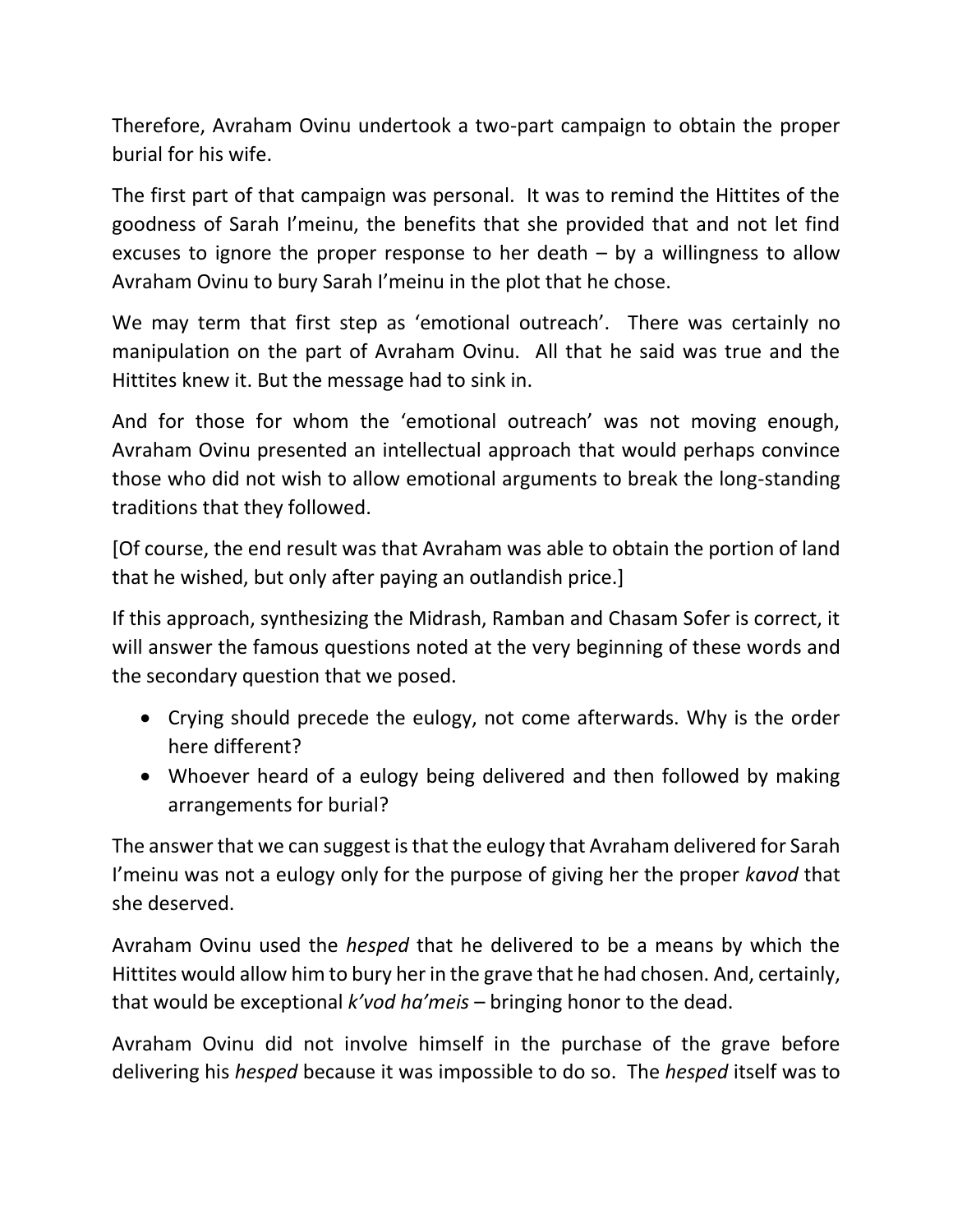Therefore, Avraham Ovinu undertook a two-part campaign to obtain the proper burial for his wife.

The first part of that campaign was personal. It was to remind the Hittites of the goodness of Sarah I'meinu, the benefits that she provided that and not let find excuses to ignore the proper response to her death – by a willingness to allow Avraham Ovinu to bury Sarah I'meinu in the plot that he chose.

We may term that first step as 'emotional outreach'. There was certainly no manipulation on the part of Avraham Ovinu. All that he said was true and the Hittites knew it. But the message had to sink in.

And for those for whom the 'emotional outreach' was not moving enough, Avraham Ovinu presented an intellectual approach that would perhaps convince those who did not wish to allow emotional arguments to break the long-standing traditions that they followed.

[Of course, the end result was that Avraham was able to obtain the portion of land that he wished, but only after paying an outlandish price.]

If this approach, synthesizing the Midrash, Ramban and Chasam Sofer is correct, it will answer the famous questions noted at the very beginning of these words and the secondary question that we posed.

- Crying should precede the eulogy, not come afterwards. Why is the order here different?
- Whoever heard of a eulogy being delivered and then followed by making arrangements for burial?

The answer that we can suggest is that the eulogy that Avraham delivered for Sarah I'meinu was not a eulogy only for the purpose of giving her the proper *kavod* that she deserved.

Avraham Ovinu used the *hesped* that he delivered to be a means by which the Hittites would allow him to bury her in the grave that he had chosen. And, certainly, that would be exceptional *k'vod ha'meis* – bringing honor to the dead.

Avraham Ovinu did not involve himself in the purchase of the grave before delivering his *hesped* because it was impossible to do so. The *hesped* itself was to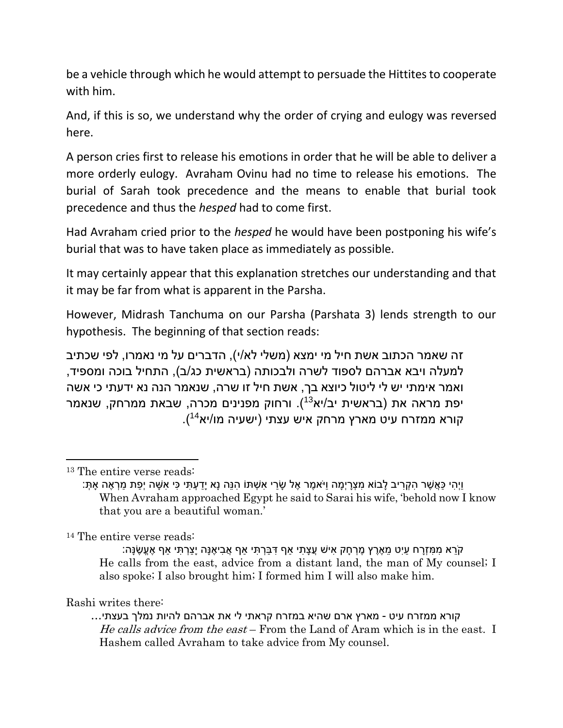be a vehicle through which he would attempt to persuade the Hittites to cooperate with him.

And, if this is so, we understand why the order of crying and eulogy was reversed here.

A person cries first to release his emotions in order that he will be able to deliver a more orderly eulogy. Avraham Ovinu had no time to release his emotions. The burial of Sarah took precedence and the means to enable that burial took precedence and thus the *hesped* had to come first.

Had Avraham cried prior to the *hesped* he would have been postponing his wife's burial that was to have taken place as immediately as possible.

It may certainly appear that this explanation stretches our understanding and that it may be far from what is apparent in the Parsha.

However, Midrash Tanchuma on our Parsha (Parshata 3) lends strength to our hypothesis. The beginning of that section reads:

זה שאמר הכתוב אשת חיל מי ימצא (משלי לא/י), הדברים על מי נאמרו, לפי שכתיב למעלה ויבא אברהם לספוד לשרה ולבכותה (בראשית כג/ב), התחיל בוכה ומספיד, ואמר אימתי יש לי ליטול כיוצא בך, אשת חיל זו שרה, שנאמר הנה נא ידעתי כי אשה יפת מראה את (בראשית יב/יא[13]). ורחוק מפנינים מכרה, שבאת ממרחק, שנאמר קורא ממזרח עיט מארץ מרחק איש עצתי (ישעיה מו/יא[14]).

---

[13] The entire verse reads:

וַיְהִי כַּאֲשֶׁר הִקְרִיב לָבוֹא מִצְרָיְמָה וַיֹּאמֶר אֶל שָׂרַי אִשְׁתּוֹ הִנֵּה נָא יָדַעְתִּי כִּי אִשָּׁה יְפַת מַרְאֶה אָתְּ:
When Avraham approached Egypt he said to Sarai his wife, 'behold now I know that you are a beautiful woman.'

[14] The entire verse reads:

קֹרֵא מִמִּזְרָח עַיִט מֵאֶרֶץ מֶרְחָק אִישׁ עֲצָתִי אַף דִּבַּרְתִּי אַף אֲבִיאֶנָּה יָצַרְתִּי אַף אֶעֱשֶׂנָּה:
He calls from the east, advice from a distant land, the man of My counsel; I also spoke; I also brought him; I formed him I will also make him.

Rashi writes there:

קורא ממזרח עיט - מארץ ארם שהיא במזרח קראתי לי את אברהם להיות נמלך בעצתי...
*He calls advice from the east* – From the Land of Aram which is in the east. I Hashem called Avraham to take advice from My counsel.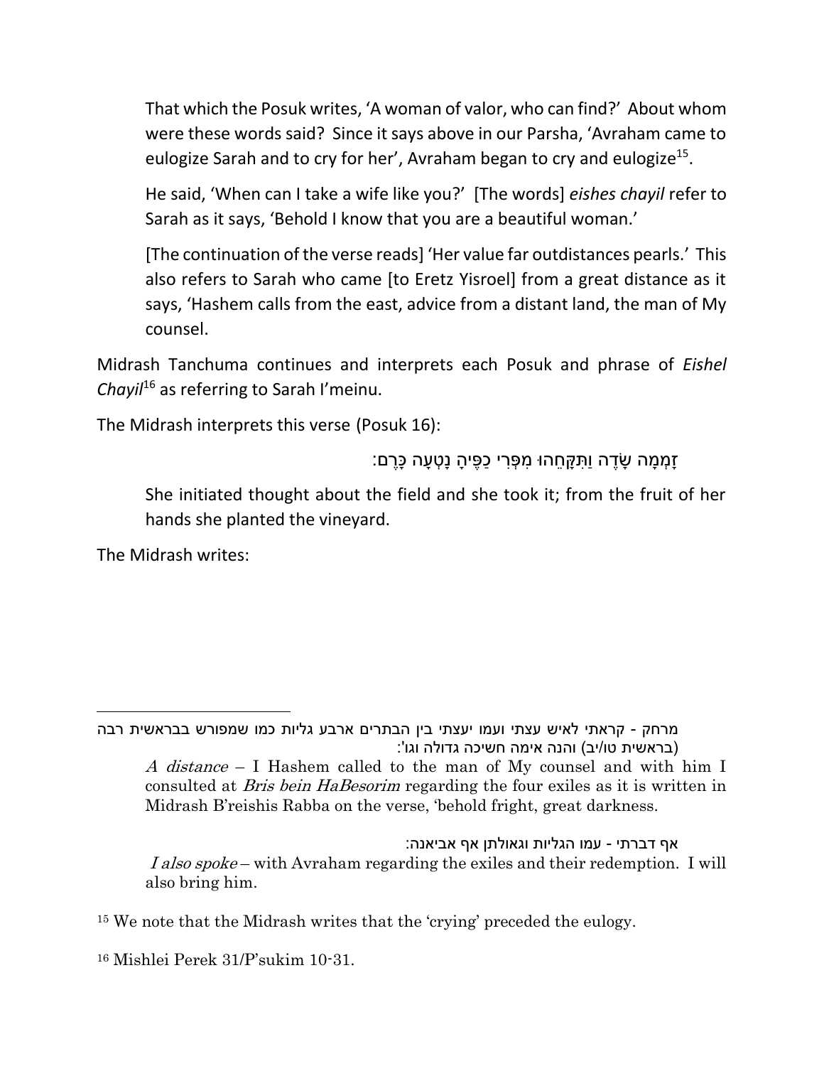> That which the Posuk writes, 'A woman of valor, who can find?' About whom were these words said? Since it says above in our Parsha, 'Avraham came to eulogize Sarah and to cry for her', Avraham began to cry and eulogize[15].
>
> He said, 'When can I take a wife like you?' [The words] *eishes chayil* refer to Sarah as it says, 'Behold I know that you are a beautiful woman.'
>
> [The continuation of the verse reads] 'Her value far outdistances pearls.' This also refers to Sarah who came [to Eretz Yisroel] from a great distance as it says, 'Hashem calls from the east, advice from a distant land, the man of My counsel.

Midrash Tanchuma continues and interprets each Posuk and phrase of *Eishel Chayil*[16] as referring to Sarah I'meinu.

The Midrash interprets this verse (Posuk 16):

זָמְמָה שָׂדֶה וַתִּקָּחֵהוּ מִפְּרִי כַפֶּיהָ נָטְעָה כָּרֶם:

> She initiated thought about the field and she took it; from the fruit of her hands she planted the vineyard.

The Midrash writes:

---

מרחק - קראתי לאיש עצתי ועמו יעצתי בין הבתרים ארבע גליות כמו שמפורש בבראשית רבה (בראשית טו/יב) והנה אימה חשיכה גדולה וגו':

*A distance* – I Hashem called to the man of My counsel and with him I consulted at *Bris bein HaBesorim* regarding the four exiles as it is written in Midrash B'reishis Rabba on the verse, 'behold fright, great darkness.

אף דברתי - עמו הגליות וגאולתן אף אביאנה:

*I also spoke* – with Avraham regarding the exiles and their redemption. I will also bring him.

[15] We note that the Midrash writes that the 'crying' preceded the eulogy.

[16] Mishlei Perek 31/P'sukim 10-31.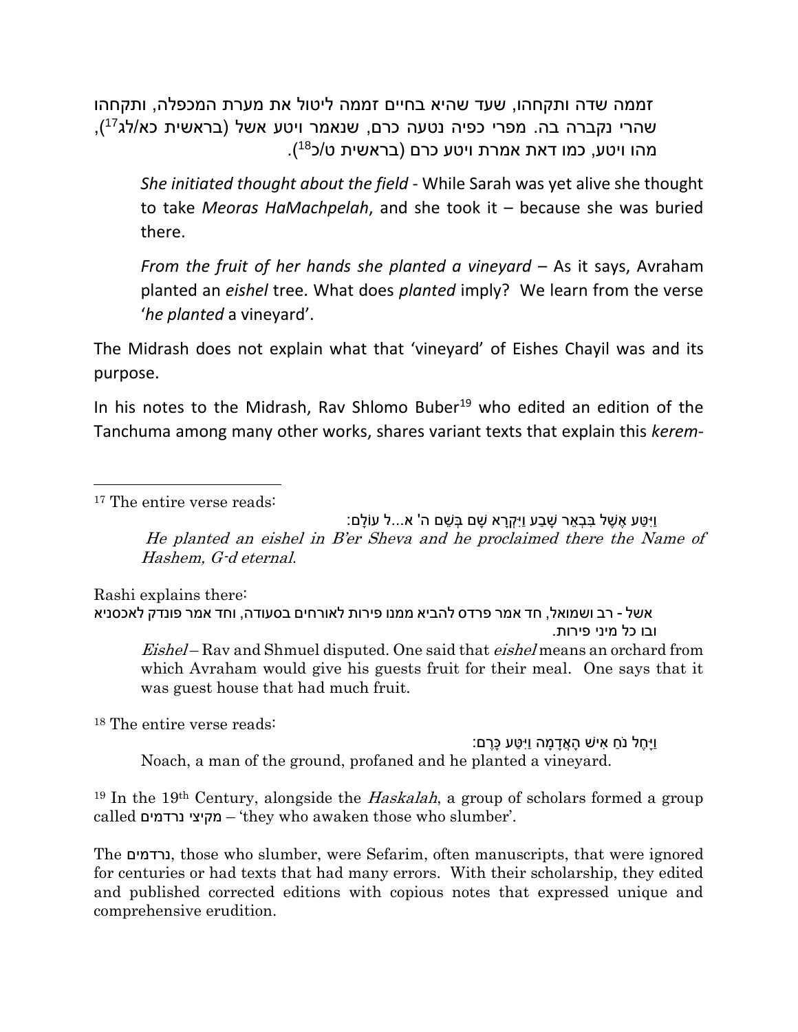זממה שדה ותקחהו, שעד שהיא בחיים זממה ליטול את מערת המכפלה, ותקחהו שהרי נקברה בה. מפרי כפיה נטעה כרם, שנאמר ויטע אשל (בראשית כא/לג[17]), מהו ויטע, כמו דאת אמרת ויטע כרם (בראשית ט/כ[18]).

> *She initiated thought about the field* - While Sarah was yet alive she thought to take *Meoras HaMachpelah*, and she took it – because she was buried there.
>
> *From the fruit of her hands she planted a vineyard* – As it says, Avraham planted an *eishel* tree. What does *planted* imply? We learn from the verse '*he planted* a vineyard'.

The Midrash does not explain what that 'vineyard' of Eishes Chayil was and its purpose.

In his notes to the Midrash, Rav Shlomo Buber[19] who edited an edition of the Tanchuma among many other works, shares variant texts that explain this *kerem*-

---

[17] The entire verse reads:

> וַיִּטַּע אֶשֶׁל בִּבְאֵר שָׁבַע וַיִּקְרָא שָׁם בְּשֵׁם ה' א...ל עוֹלָם:
>
> *He planted an eishel in B'er Sheva and he proclaimed there the Name of Hashem, G-d eternal.*

Rashi explains there:

> אשל - רב ושמואל, חד אמר פרדס להביא ממנו פירות לאורחים בסעודה, וחד אמר פונדק לאכסניא ובו כל מיני פירות.
>
> *Eishel* – Rav and Shmuel disputed. One said that *eishel* means an orchard from which Avraham would give his guests fruit for their meal. One says that it was guest house that had much fruit.

[18] The entire verse reads:

> וַיָּחֶל נֹחַ אִישׁ הָאֲדָמָה וַיִּטַּע כָּרֶם:
>
> Noach, a man of the ground, profaned and he planted a vineyard.

[19] In the 19th Century, alongside the *Haskalah*, a group of scholars formed a group called מקיצי נרדמים – 'they who awaken those who slumber'.

The נרדמים, those who slumber, were Sefarim, often manuscripts, that were ignored for centuries or had texts that had many errors. With their scholarship, they edited and published corrected editions with copious notes that expressed unique and comprehensive erudition.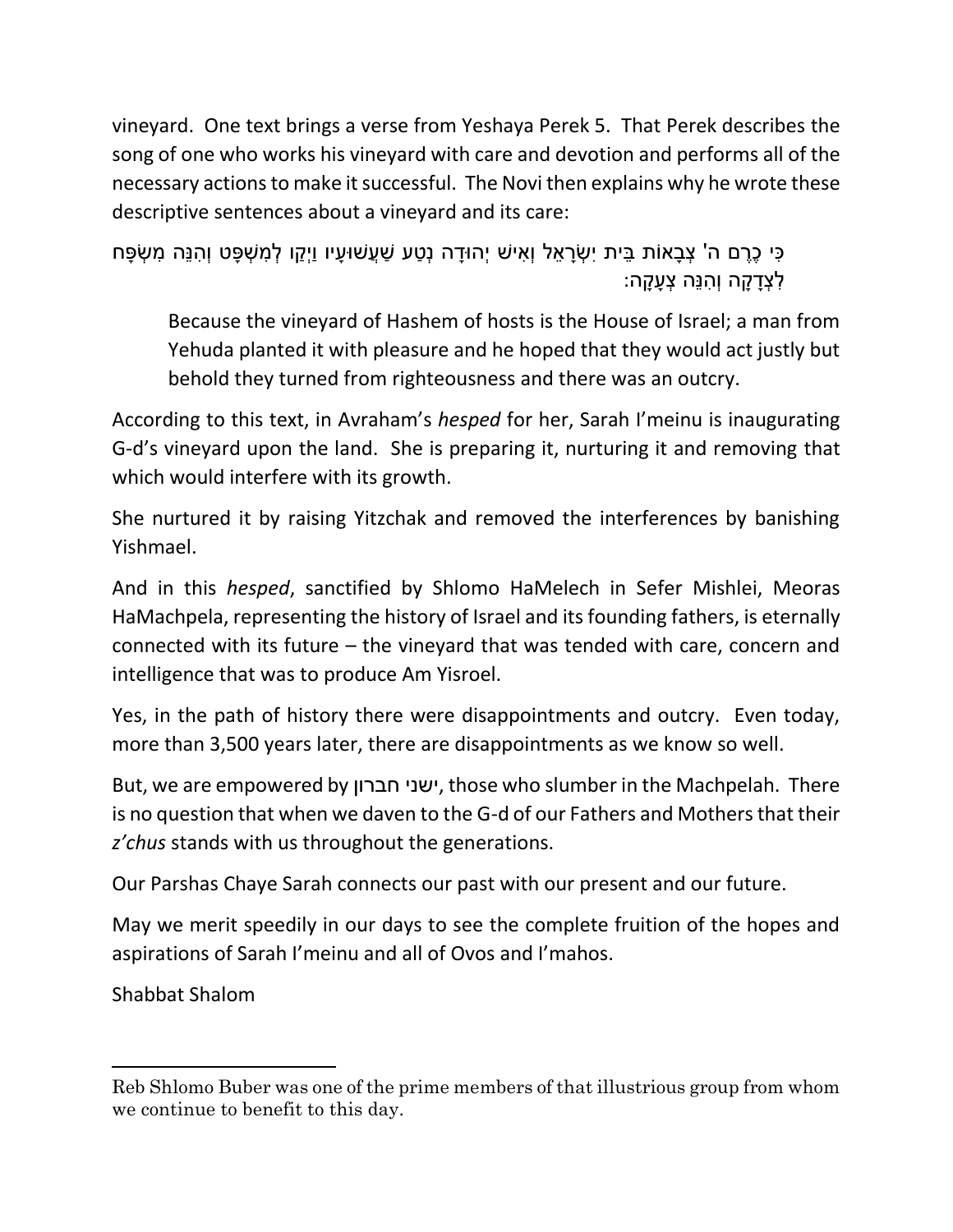vineyard. One text brings a verse from Yeshaya Perek 5. That Perek describes the song of one who works his vineyard with care and devotion and performs all of the necessary actions to make it successful. The Novi then explains why he wrote these descriptive sentences about a vineyard and its care:

> כִּי כֶרֶם ה' צְבָאוֹת בֵּית יִשְׂרָאֵל וְאִישׁ יְהוּדָה נְטַע שַׁעֲשׁוּעָיו וַיְקַו לְמִשְׁפָּט וְהִנֵּה מִשְׂפָּח לִצְדָקָה וְהִנֵּה צְעָקָה:
>
> Because the vineyard of Hashem of hosts is the House of Israel; a man from Yehuda planted it with pleasure and he hoped that they would act justly but behold they turned from righteousness and there was an outcry.

According to this text, in Avraham's *hesped* for her, Sarah I'meinu is inaugurating G-d's vineyard upon the land. She is preparing it, nurturing it and removing that which would interfere with its growth.

She nurtured it by raising Yitzchak and removed the interferences by banishing Yishmael.

And in this *hesped*, sanctified by Shlomo HaMelech in Sefer Mishlei, Meoras HaMachpela, representing the history of Israel and its founding fathers, is eternally connected with its future – the vineyard that was tended with care, concern and intelligence that was to produce Am Yisroel.

Yes, in the path of history there were disappointments and outcry. Even today, more than 3,500 years later, there are disappointments as we know so well.

But, we are empowered by ישני חברון, those who slumber in the Machpelah. There is no question that when we daven to the G-d of our Fathers and Mothers that their *z'chus* stands with us throughout the generations.

Our Parshas Chaye Sarah connects our past with our present and our future.

May we merit speedily in our days to see the complete fruition of the hopes and aspirations of Sarah I'meinu and all of Ovos and I'mahos.

Shabbat Shalom

---

Reb Shlomo Buber was one of the prime members of that illustrious group from whom we continue to benefit to this day.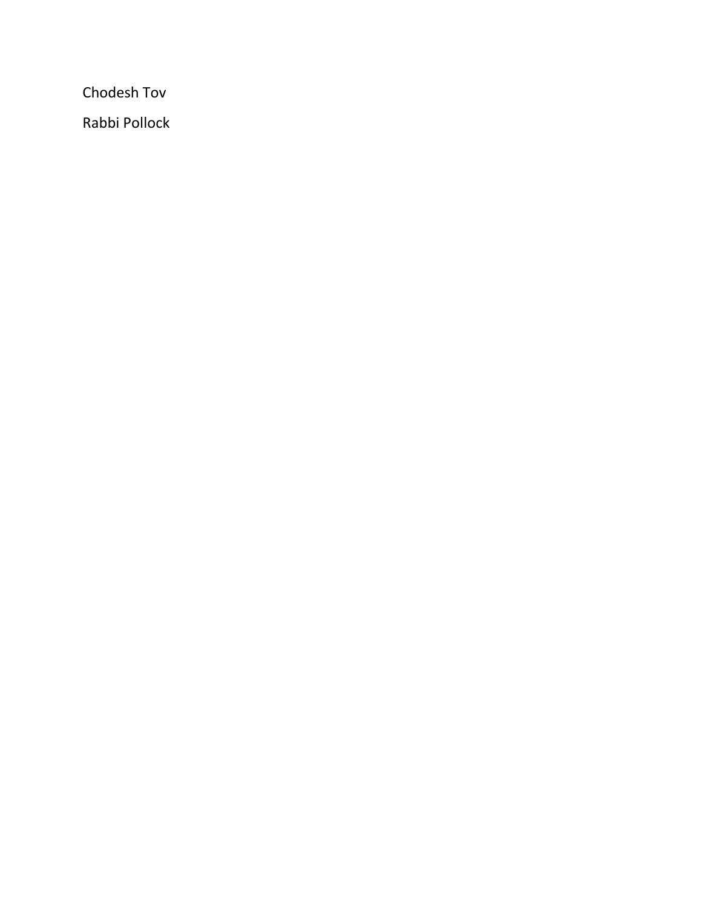Chodesh Tov

Rabbi Pollock